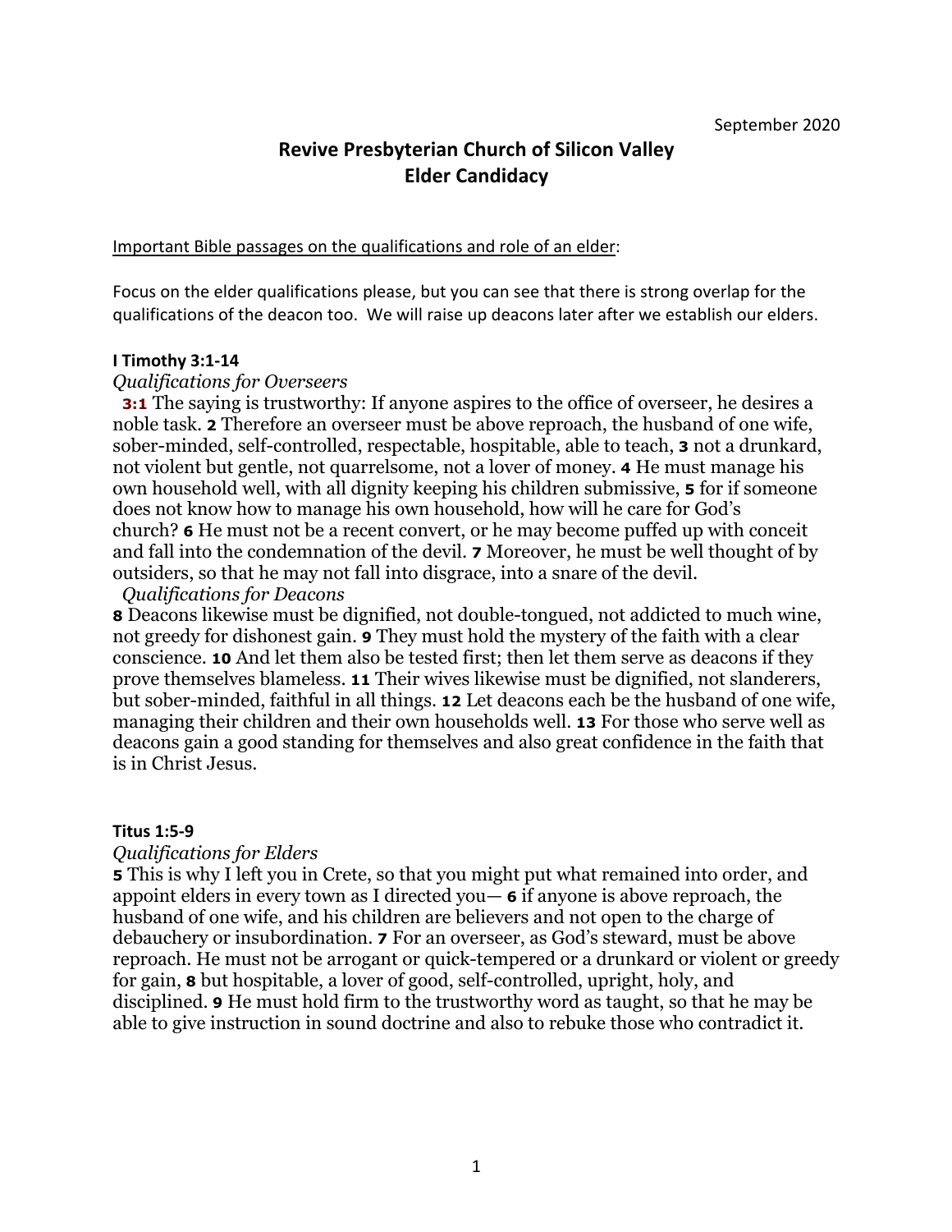September 2020

# Revive Presbyterian Church of Silicon Valley
# Elder Candidacy

Important Bible passages on the qualifications and role of an elder:

Focus on the elder qualifications please, but you can see that there is strong overlap for the qualifications of the deacon too. We will raise up deacons later after we establish our elders.

**I Timothy 3:1-14**

*Qualifications for Overseers*

**3:1** The saying is trustworthy: If anyone aspires to the office of overseer, he desires a noble task. **2** Therefore an overseer must be above reproach, the husband of one wife, sober-minded, self-controlled, respectable, hospitable, able to teach, **3** not a drunkard, not violent but gentle, not quarrelsome, not a lover of money. **4** He must manage his own household well, with all dignity keeping his children submissive, **5** for if someone does not know how to manage his own household, how will he care for God's church? **6** He must not be a recent convert, or he may become puffed up with conceit and fall into the condemnation of the devil. **7** Moreover, he must be well thought of by outsiders, so that he may not fall into disgrace, into a snare of the devil.

*Qualifications for Deacons*

**8** Deacons likewise must be dignified, not double-tongued, not addicted to much wine, not greedy for dishonest gain. **9** They must hold the mystery of the faith with a clear conscience. **10** And let them also be tested first; then let them serve as deacons if they prove themselves blameless. **11** Their wives likewise must be dignified, not slanderers, but sober-minded, faithful in all things. **12** Let deacons each be the husband of one wife, managing their children and their own households well. **13** For those who serve well as deacons gain a good standing for themselves and also great confidence in the faith that is in Christ Jesus.

**Titus 1:5-9**

*Qualifications for Elders*

**5** This is why I left you in Crete, so that you might put what remained into order, and appoint elders in every town as I directed you— **6** if anyone is above reproach, the husband of one wife, and his children are believers and not open to the charge of debauchery or insubordination. **7** For an overseer, as God's steward, must be above reproach. He must not be arrogant or quick-tempered or a drunkard or violent or greedy for gain, **8** but hospitable, a lover of good, self-controlled, upright, holy, and disciplined. **9** He must hold firm to the trustworthy word as taught, so that he may be able to give instruction in sound doctrine and also to rebuke those who contradict it.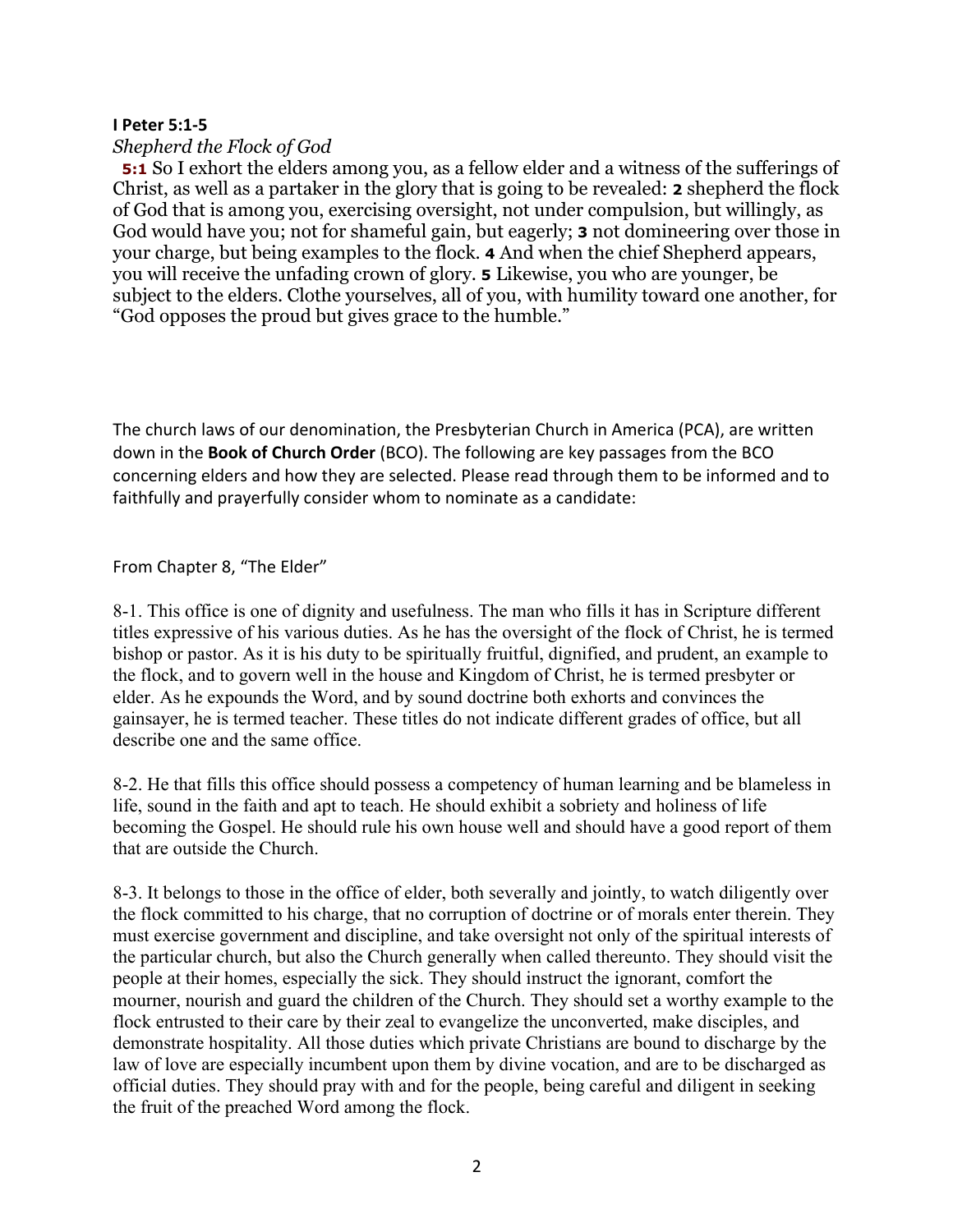**I Peter 5:1-5**

*Shepherd the Flock of God*

**5:1** So I exhort the elders among you, as a fellow elder and a witness of the sufferings of Christ, as well as a partaker in the glory that is going to be revealed: **2** shepherd the flock of God that is among you, exercising oversight, not under compulsion, but willingly, as God would have you; not for shameful gain, but eagerly; **3** not domineering over those in your charge, but being examples to the flock. **4** And when the chief Shepherd appears, you will receive the unfading crown of glory. **5** Likewise, you who are younger, be subject to the elders. Clothe yourselves, all of you, with humility toward one another, for "God opposes the proud but gives grace to the humble."

The church laws of our denomination, the Presbyterian Church in America (PCA), are written down in the **Book of Church Order** (BCO). The following are key passages from the BCO concerning elders and how they are selected. Please read through them to be informed and to faithfully and prayerfully consider whom to nominate as a candidate:

From Chapter 8, "The Elder"

8-1. This office is one of dignity and usefulness. The man who fills it has in Scripture different titles expressive of his various duties. As he has the oversight of the flock of Christ, he is termed bishop or pastor. As it is his duty to be spiritually fruitful, dignified, and prudent, an example to the flock, and to govern well in the house and Kingdom of Christ, he is termed presbyter or elder. As he expounds the Word, and by sound doctrine both exhorts and convinces the gainsayer, he is termed teacher. These titles do not indicate different grades of office, but all describe one and the same office.

8-2. He that fills this office should possess a competency of human learning and be blameless in life, sound in the faith and apt to teach. He should exhibit a sobriety and holiness of life becoming the Gospel. He should rule his own house well and should have a good report of them that are outside the Church.

8-3. It belongs to those in the office of elder, both severally and jointly, to watch diligently over the flock committed to his charge, that no corruption of doctrine or of morals enter therein. They must exercise government and discipline, and take oversight not only of the spiritual interests of the particular church, but also the Church generally when called thereunto. They should visit the people at their homes, especially the sick. They should instruct the ignorant, comfort the mourner, nourish and guard the children of the Church. They should set a worthy example to the flock entrusted to their care by their zeal to evangelize the unconverted, make disciples, and demonstrate hospitality. All those duties which private Christians are bound to discharge by the law of love are especially incumbent upon them by divine vocation, and are to be discharged as official duties. They should pray with and for the people, being careful and diligent in seeking the fruit of the preached Word among the flock.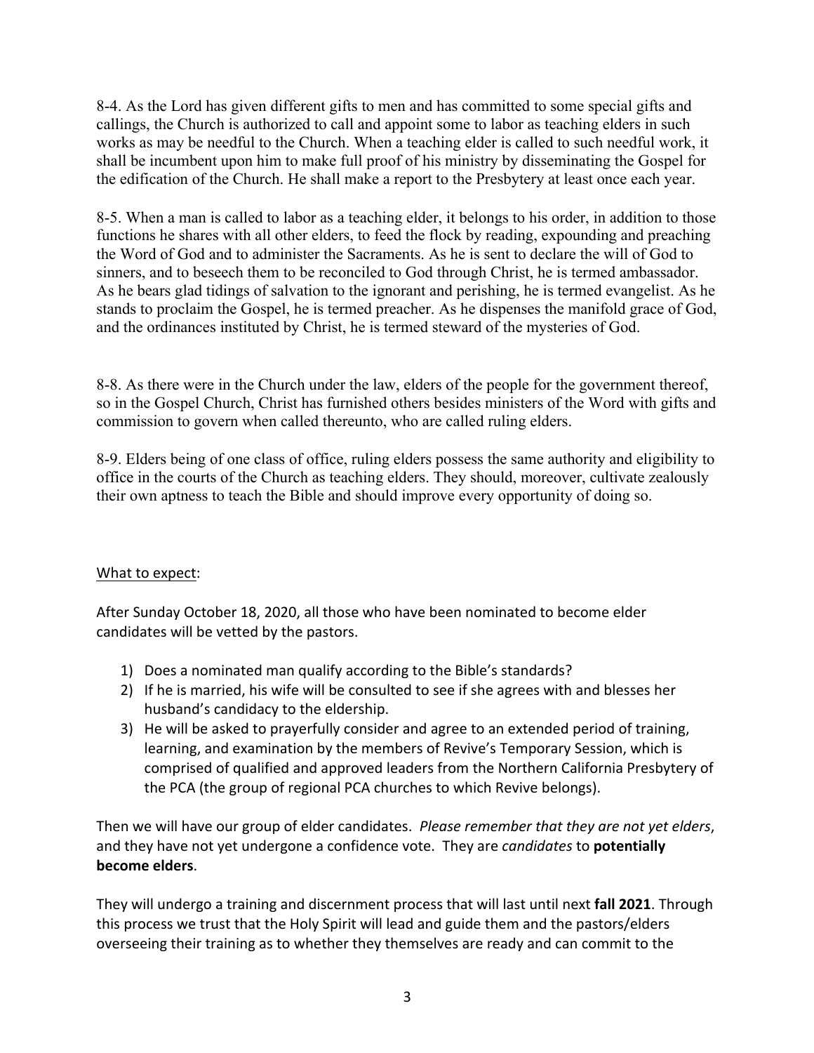8-4. As the Lord has given different gifts to men and has committed to some special gifts and callings, the Church is authorized to call and appoint some to labor as teaching elders in such works as may be needful to the Church. When a teaching elder is called to such needful work, it shall be incumbent upon him to make full proof of his ministry by disseminating the Gospel for the edification of the Church. He shall make a report to the Presbytery at least once each year.

8-5. When a man is called to labor as a teaching elder, it belongs to his order, in addition to those functions he shares with all other elders, to feed the flock by reading, expounding and preaching the Word of God and to administer the Sacraments. As he is sent to declare the will of God to sinners, and to beseech them to be reconciled to God through Christ, he is termed ambassador. As he bears glad tidings of salvation to the ignorant and perishing, he is termed evangelist. As he stands to proclaim the Gospel, he is termed preacher. As he dispenses the manifold grace of God, and the ordinances instituted by Christ, he is termed steward of the mysteries of God.

8-8. As there were in the Church under the law, elders of the people for the government thereof, so in the Gospel Church, Christ has furnished others besides ministers of the Word with gifts and commission to govern when called thereunto, who are called ruling elders.

8-9. Elders being of one class of office, ruling elders possess the same authority and eligibility to office in the courts of the Church as teaching elders. They should, moreover, cultivate zealously their own aptness to teach the Bible and should improve every opportunity of doing so.

<u>What to expect</u>:

After Sunday October 18, 2020, all those who have been nominated to become elder candidates will be vetted by the pastors.

1) Does a nominated man qualify according to the Bible's standards?
2) If he is married, his wife will be consulted to see if she agrees with and blesses her husband's candidacy to the eldership.
3) He will be asked to prayerfully consider and agree to an extended period of training, learning, and examination by the members of Revive's Temporary Session, which is comprised of qualified and approved leaders from the Northern California Presbytery of the PCA (the group of regional PCA churches to which Revive belongs).

Then we will have our group of elder candidates. *Please remember that they are not yet elders*, and they have not yet undergone a confidence vote. They are *candidates* to **potentially become elders**.

They will undergo a training and discernment process that will last until next **fall 2021**. Through this process we trust that the Holy Spirit will lead and guide them and the pastors/elders overseeing their training as to whether they themselves are ready and can commit to the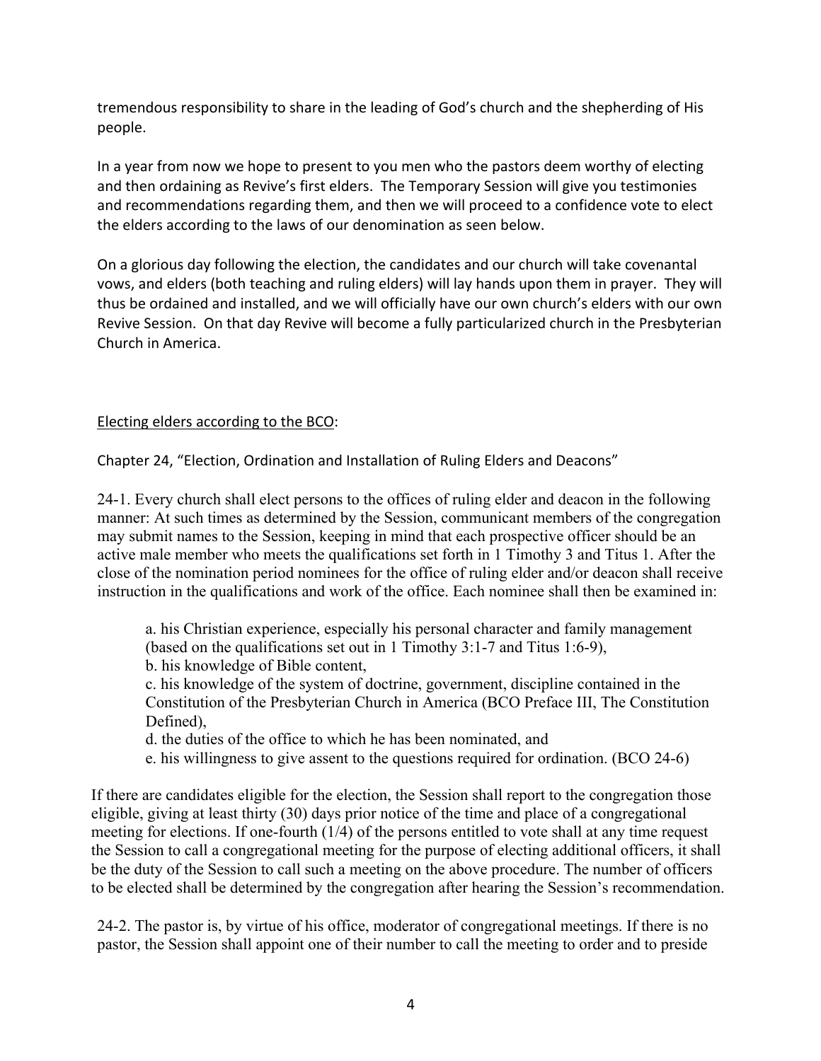tremendous responsibility to share in the leading of God's church and the shepherding of His people.

In a year from now we hope to present to you men who the pastors deem worthy of electing and then ordaining as Revive's first elders. The Temporary Session will give you testimonies and recommendations regarding them, and then we will proceed to a confidence vote to elect the elders according to the laws of our denomination as seen below.

On a glorious day following the election, the candidates and our church will take covenantal vows, and elders (both teaching and ruling elders) will lay hands upon them in prayer. They will thus be ordained and installed, and we will officially have our own church's elders with our own Revive Session. On that day Revive will become a fully particularized church in the Presbyterian Church in America.

<u>Electing elders according to the BCO</u>:

Chapter 24, "Election, Ordination and Installation of Ruling Elders and Deacons"

24-1. Every church shall elect persons to the offices of ruling elder and deacon in the following manner: At such times as determined by the Session, communicant members of the congregation may submit names to the Session, keeping in mind that each prospective officer should be an active male member who meets the qualifications set forth in 1 Timothy 3 and Titus 1. After the close of the nomination period nominees for the office of ruling elder and/or deacon shall receive instruction in the qualifications and work of the office. Each nominee shall then be examined in:

> a. his Christian experience, especially his personal character and family management (based on the qualifications set out in 1 Timothy 3:1-7 and Titus 1:6-9),
> b. his knowledge of Bible content,
> c. his knowledge of the system of doctrine, government, discipline contained in the Constitution of the Presbyterian Church in America (BCO Preface III, The Constitution Defined),
> d. the duties of the office to which he has been nominated, and
> e. his willingness to give assent to the questions required for ordination. (BCO 24-6)

If there are candidates eligible for the election, the Session shall report to the congregation those eligible, giving at least thirty (30) days prior notice of the time and place of a congregational meeting for elections. If one-fourth (1/4) of the persons entitled to vote shall at any time request the Session to call a congregational meeting for the purpose of electing additional officers, it shall be the duty of the Session to call such a meeting on the above procedure. The number of officers to be elected shall be determined by the congregation after hearing the Session's recommendation.

24-2. The pastor is, by virtue of his office, moderator of congregational meetings. If there is no pastor, the Session shall appoint one of their number to call the meeting to order and to preside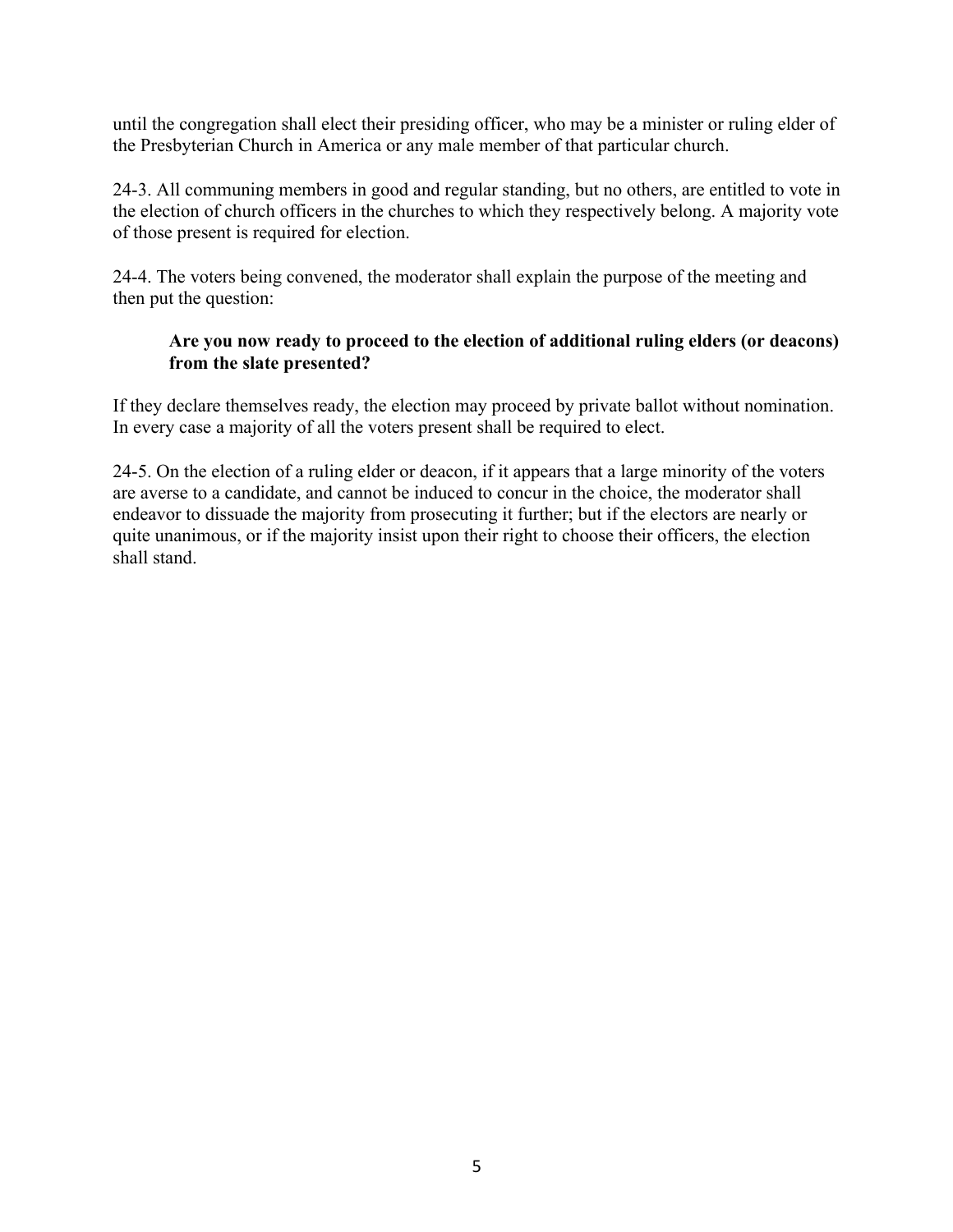until the congregation shall elect their presiding officer, who may be a minister or ruling elder of the Presbyterian Church in America or any male member of that particular church.

24-3. All communing members in good and regular standing, but no others, are entitled to vote in the election of church officers in the churches to which they respectively belong. A majority vote of those present is required for election.

24-4. The voters being convened, the moderator shall explain the purpose of the meeting and then put the question:

> **Are you now ready to proceed to the election of additional ruling elders (or deacons) from the slate presented?**

If they declare themselves ready, the election may proceed by private ballot without nomination. In every case a majority of all the voters present shall be required to elect.

24-5. On the election of a ruling elder or deacon, if it appears that a large minority of the voters are averse to a candidate, and cannot be induced to concur in the choice, the moderator shall endeavor to dissuade the majority from prosecuting it further; but if the electors are nearly or quite unanimous, or if the majority insist upon their right to choose their officers, the election shall stand.